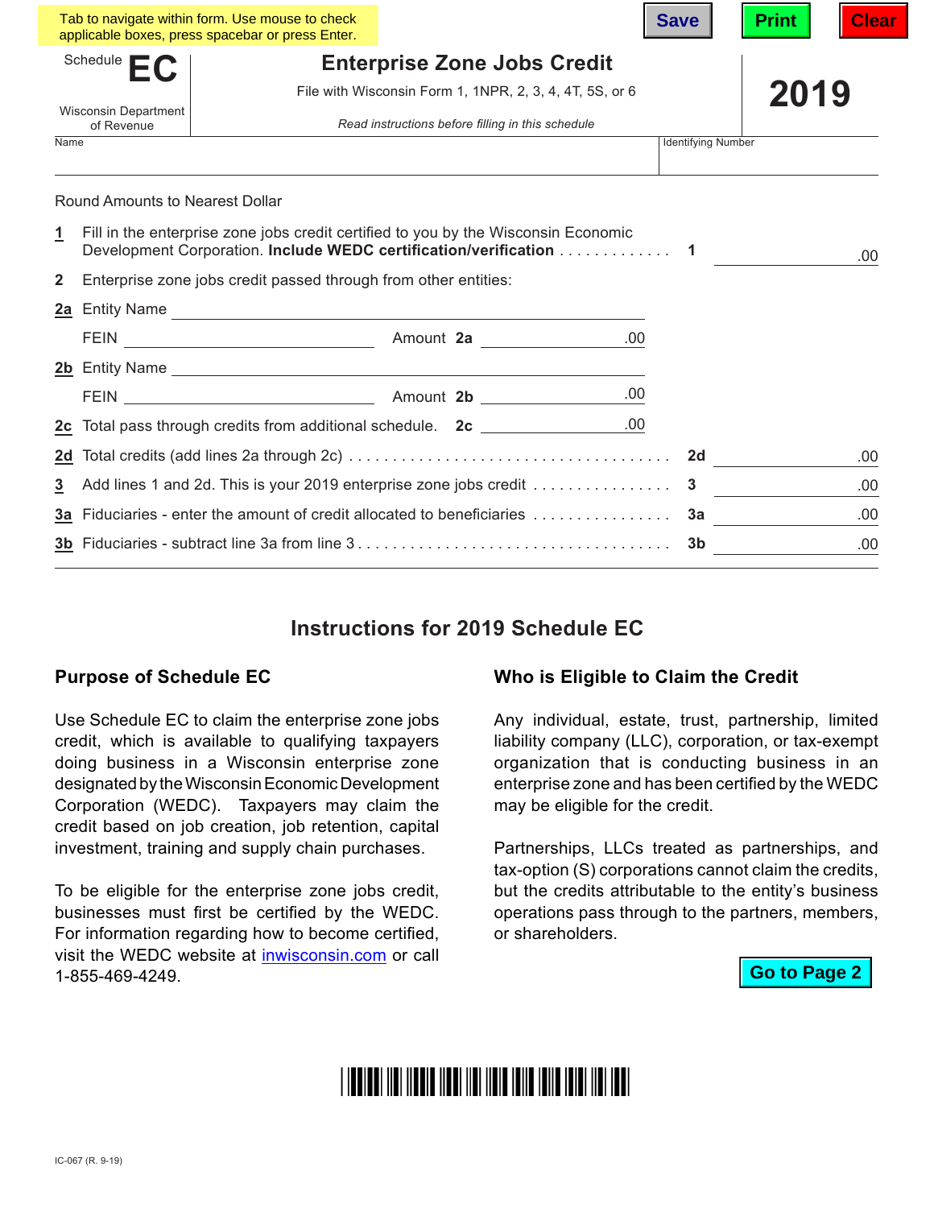Tab to navigate within form. Use mouse to check applicable boxes, press spacebar or press Enter.

Save | Print | Clear

Schedule **EC**

Wisconsin Department of Revenue

# Enterprise Zone Jobs Credit

File with Wisconsin Form 1, 1NPR, 2, 3, 4, 4T, 5S, or 6

*Read instructions before filling in this schedule*

**2019**

Name | Identifying Number

Round Amounts to Nearest Dollar

**1** Fill in the enterprise zone jobs credit certified to you by the Wisconsin Economic Development Corporation. **Include WEDC certification/verification** . . . . . . . . . . . . . **1** ______ .00

**2** Enterprise zone jobs credit passed through from other entities:

**2a** Entity Name ______

FEIN ______ Amount **2a** ______ .00

**2b** Entity Name ______

FEIN ______ Amount **2b** ______ .00

**2c** Total pass through credits from additional schedule. **2c** ______ .00

**2d** Total credits (add lines 2a through 2c) . . . . . . . . . . . . . . . . . . . . . . . . . . . . . . . . . . . . **2d** ______ .00

**3** Add lines 1 and 2d. This is your 2019 enterprise zone jobs credit . . . . . . . . . . . . . . . . **3** ______ .00

**3a** Fiduciaries - enter the amount of credit allocated to beneficiaries . . . . . . . . . . . . . . . . **3a** ______ .00

**3b** Fiduciaries - subtract line 3a from line 3 . . . . . . . . . . . . . . . . . . . . . . . . . . . . . . . . . . . . **3b** ______ .00

## Instructions for 2019 Schedule EC

### Purpose of Schedule EC

Use Schedule EC to claim the enterprise zone jobs credit, which is available to qualifying taxpayers doing business in a Wisconsin enterprise zone designated by the Wisconsin Economic Development Corporation (WEDC). Taxpayers may claim the credit based on job creation, job retention, capital investment, training and supply chain purchases.

To be eligible for the enterprise zone jobs credit, businesses must first be certified by the WEDC. For information regarding how to become certified, visit the WEDC website at inwisconsin.com or call 1-855-469-4249.

### Who is Eligible to Claim the Credit

Any individual, estate, trust, partnership, limited liability company (LLC), corporation, or tax-exempt organization that is conducting business in an enterprise zone and has been certified by the WEDC may be eligible for the credit.

Partnerships, LLCs treated as partnerships, and tax-option (S) corporations cannot claim the credits, but the credits attributable to the entity's business operations pass through to the partners, members, or shareholders.

Go to Page 2

IC-067 (R. 9-19)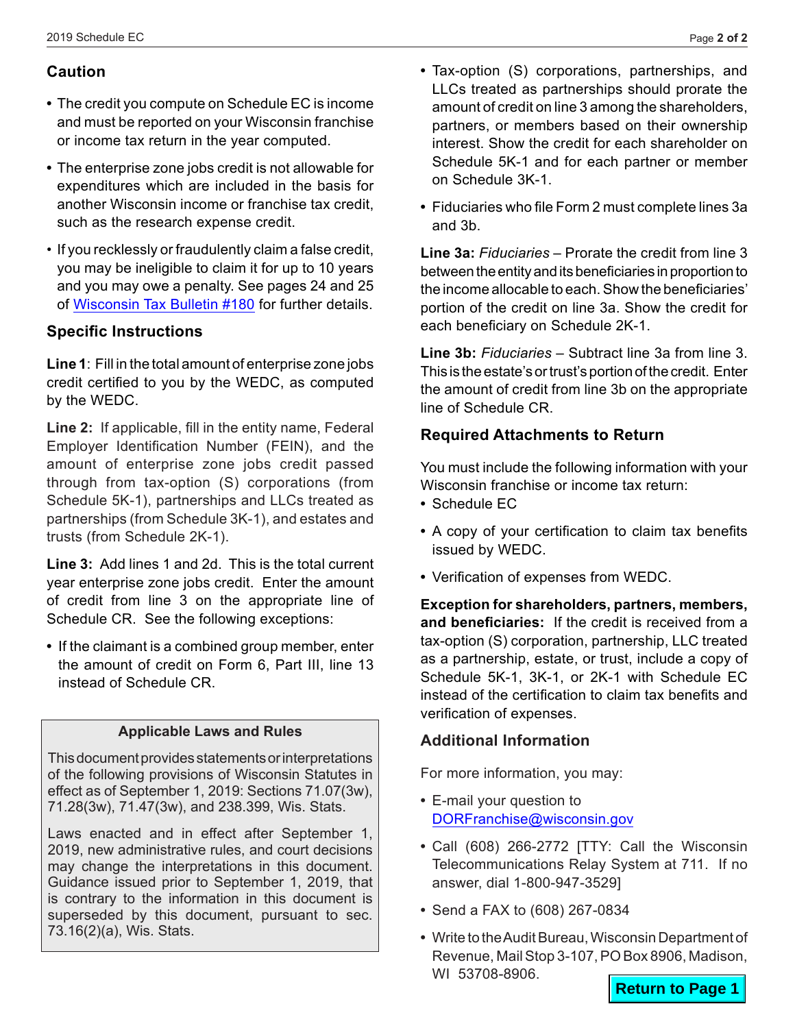## Caution

- The credit you compute on Schedule EC is income and must be reported on your Wisconsin franchise or income tax return in the year computed.
- The enterprise zone jobs credit is not allowable for expenditures which are included in the basis for another Wisconsin income or franchise tax credit, such as the research expense credit.
- If you recklessly or fraudulently claim a false credit, you may be ineligible to claim it for up to 10 years and you may owe a penalty. See pages 24 and 25 of Wisconsin Tax Bulletin #180 for further details.

## Specific Instructions

**Line 1**: Fill in the total amount of enterprise zone jobs credit certified to you by the WEDC, as computed by the WEDC.

**Line 2:** If applicable, fill in the entity name, Federal Employer Identification Number (FEIN), and the amount of enterprise zone jobs credit passed through from tax-option (S) corporations (from Schedule 5K-1), partnerships and LLCs treated as partnerships (from Schedule 3K-1), and estates and trusts (from Schedule 2K-1).

**Line 3:** Add lines 1 and 2d. This is the total current year enterprise zone jobs credit. Enter the amount of credit from line 3 on the appropriate line of Schedule CR. See the following exceptions:

- If the claimant is a combined group member, enter the amount of credit on Form 6, Part III, line 13 instead of Schedule CR.
- Tax-option (S) corporations, partnerships, and LLCs treated as partnerships should prorate the amount of credit on line 3 among the shareholders, partners, or members based on their ownership interest. Show the credit for each shareholder on Schedule 5K-1 and for each partner or member on Schedule 3K-1.
- Fiduciaries who file Form 2 must complete lines 3a and 3b.

**Line 3a:** *Fiduciaries* – Prorate the credit from line 3 between the entity and its beneficiaries in proportion to the income allocable to each. Show the beneficiaries' portion of the credit on line 3a. Show the credit for each beneficiary on Schedule 2K-1.

**Line 3b:** *Fiduciaries* – Subtract line 3a from line 3. This is the estate's or trust's portion of the credit. Enter the amount of credit from line 3b on the appropriate line of Schedule CR.

## Required Attachments to Return

You must include the following information with your Wisconsin franchise or income tax return:

- Schedule EC
- A copy of your certification to claim tax benefits issued by WEDC.
- Verification of expenses from WEDC.

**Exception for shareholders, partners, members, and beneficiaries:** If the credit is received from a tax-option (S) corporation, partnership, LLC treated as a partnership, estate, or trust, include a copy of Schedule 5K-1, 3K-1, or 2K-1 with Schedule EC instead of the certification to claim tax benefits and verification of expenses.

## Applicable Laws and Rules

This document provides statements or interpretations of the following provisions of Wisconsin Statutes in effect as of September 1, 2019: Sections 71.07(3w), 71.28(3w), 71.47(3w), and 238.399, Wis. Stats.

Laws enacted and in effect after September 1, 2019, new administrative rules, and court decisions may change the interpretations in this document. Guidance issued prior to September 1, 2019, that is contrary to the information in this document is superseded by this document, pursuant to sec. 73.16(2)(a), Wis. Stats.

## Additional Information

For more information, you may:

- E-mail your question to DORFranchise@wisconsin.gov
- Call (608) 266-2772 [TTY: Call the Wisconsin Telecommunications Relay System at 711. If no answer, dial 1-800-947-3529]
- Send a FAX to (608) 267-0834
- Write to the Audit Bureau, Wisconsin Department of Revenue, Mail Stop 3-107, PO Box 8906, Madison, WI 53708-8906.

Return to Page 1